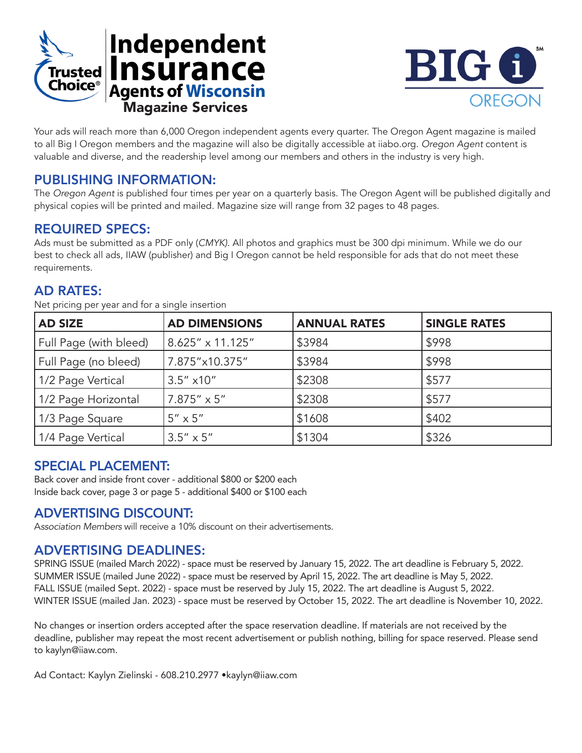Trusted Choice® **Independent Insurance Agents of Wisconsin** Magazine Services

**BIG i** OREGON

Your ads will reach more than 6,000 Oregon independent agents every quarter. The Oregon Agent magazine is mailed to all Big I Oregon members and the magazine will also be digitally accessible at iiabo.org. *Oregon Agent* content is valuable and diverse, and the readership level among our members and others in the industry is very high.

## PUBLISHING INFORMATION:

The *Oregon Agent* is published four times per year on a quarterly basis. The Oregon Agent will be published digitally and physical copies will be printed and mailed. Magazine size will range from 32 pages to 48 pages.

## REQUIRED SPECS:

Ads must be submitted as a PDF only (*CMYK*). All photos and graphics must be 300 dpi minimum. While we do our best to check all ads, IIAW (publisher) and Big I Oregon cannot be held responsible for ads that do not meet these requirements.

## AD RATES:

Net pricing per year and for a single insertion

| AD SIZE | AD DIMENSIONS | ANNUAL RATES | SINGLE RATES |
|---|---|---|---|
| Full Page (with bleed) | 8.625" x 11.125" | $3984 | $998 |
| Full Page (no bleed) | 7.875"x10.375" | $3984 | $998 |
| 1/2 Page Vertical | 3.5" x10" | $2308 | $577 |
| 1/2 Page Horizontal | 7.875" x 5" | $2308 | $577 |
| 1/3 Page Square | 5" x 5" | $1608 | $402 |
| 1/4 Page Vertical | 3.5" x 5" | $1304 | $326 |

## SPECIAL PLACEMENT:

Back cover and inside front cover - additional $800 or $200 each
Inside back cover, page 3 or page 5 - additional $400 or $100 each

## ADVERTISING DISCOUNT:

*Association Members* will receive a 10% discount on their advertisements.

## ADVERTISING DEADLINES:

SPRING ISSUE (mailed March 2022) - space must be reserved by January 15, 2022. The art deadline is February 5, 2022.
SUMMER ISSUE (mailed June 2022) - space must be reserved by April 15, 2022. The art deadline is May 5, 2022.
FALL ISSUE (mailed Sept. 2022) - space must be reserved by July 15, 2022. The art deadline is August 5, 2022.
WINTER ISSUE (mailed Jan. 2023) - space must be reserved by October 15, 2022. The art deadline is November 10, 2022.

No changes or insertion orders accepted after the space reservation deadline. If materials are not received by the deadline, publisher may repeat the most recent advertisement or publish nothing, billing for space reserved. Please send to kaylyn@iiaw.com.

Ad Contact: Kaylyn Zielinski - 608.210.2977 •kaylyn@iiaw.com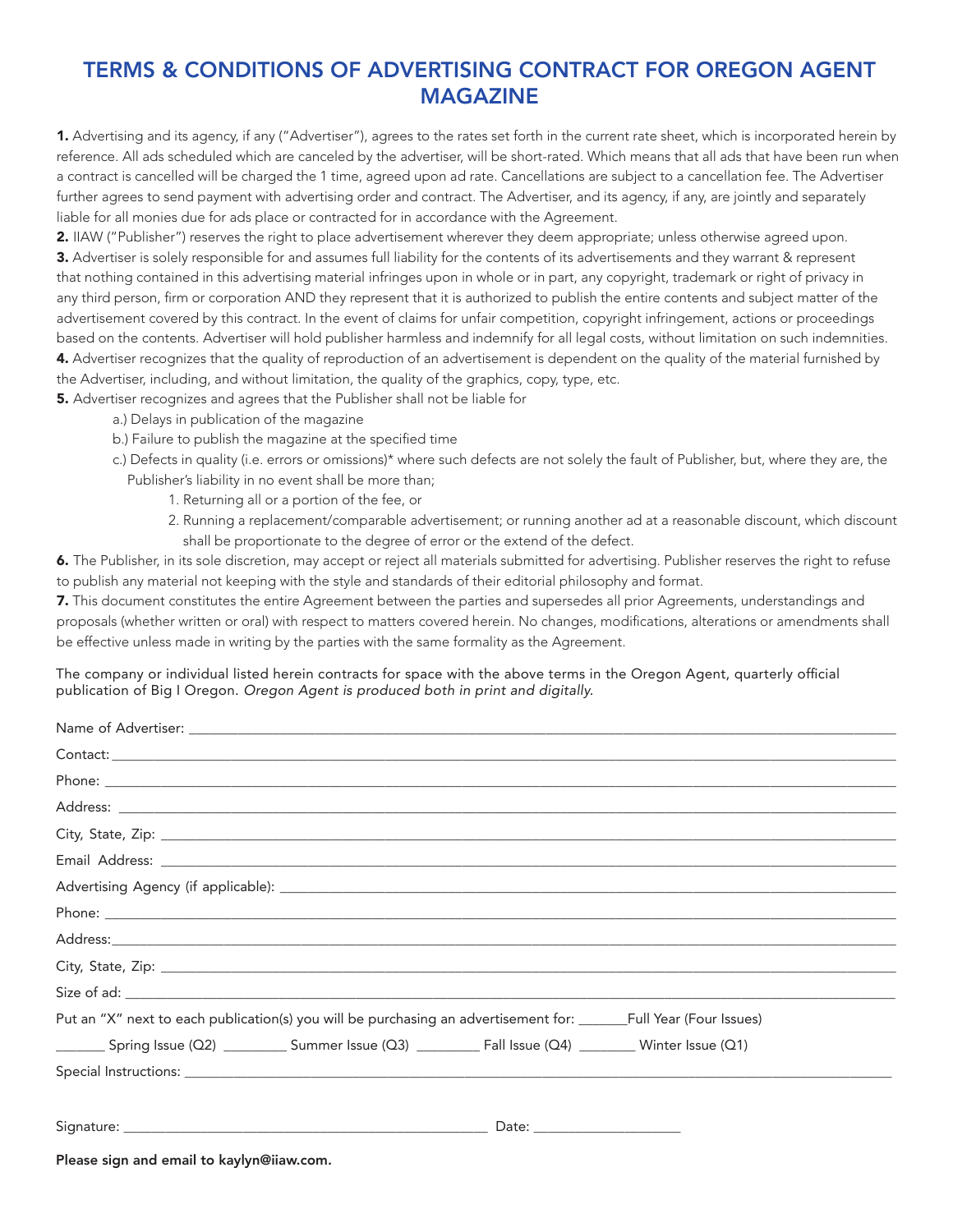# TERMS & CONDITIONS OF ADVERTISING CONTRACT FOR OREGON AGENT MAGAZINE

**1.** Advertising and its agency, if any ("Advertiser"), agrees to the rates set forth in the current rate sheet, which is incorporated herein by reference. All ads scheduled which are canceled by the advertiser, will be short-rated. Which means that all ads that have been run when a contract is cancelled will be charged the 1 time, agreed upon ad rate. Cancellations are subject to a cancellation fee. The Advertiser further agrees to send payment with advertising order and contract. The Advertiser, and its agency, if any, are jointly and separately liable for all monies due for ads place or contracted for in accordance with the Agreement.

**2.** IIAW ("Publisher") reserves the right to place advertisement wherever they deem appropriate; unless otherwise agreed upon.

**3.** Advertiser is solely responsible for and assumes full liability for the contents of its advertisements and they warrant & represent that nothing contained in this advertising material infringes upon in whole or in part, any copyright, trademark or right of privacy in any third person, firm or corporation AND they represent that it is authorized to publish the entire contents and subject matter of the advertisement covered by this contract. In the event of claims for unfair competition, copyright infringement, actions or proceedings based on the contents. Advertiser will hold publisher harmless and indemnify for all legal costs, without limitation on such indemnities.

**4.** Advertiser recognizes that the quality of reproduction of an advertisement is dependent on the quality of the material furnished by the Advertiser, including, and without limitation, the quality of the graphics, copy, type, etc.

**5.** Advertiser recognizes and agrees that the Publisher shall not be liable for

- a.) Delays in publication of the magazine
- b.) Failure to publish the magazine at the specified time
- c.) Defects in quality (i.e. errors or omissions)* where such defects are not solely the fault of Publisher, but, where they are, the Publisher's liability in no event shall be more than;
    1. Returning all or a portion of the fee, or
    2. Running a replacement/comparable advertisement; or running another ad at a reasonable discount, which discount shall be proportionate to the degree of error or the extend of the defect.

**6.** The Publisher, in its sole discretion, may accept or reject all materials submitted for advertising. Publisher reserves the right to refuse to publish any material not keeping with the style and standards of their editorial philosophy and format.

**7.** This document constitutes the entire Agreement between the parties and supersedes all prior Agreements, understandings and proposals (whether written or oral) with respect to matters covered herein. No changes, modifications, alterations or amendments shall be effective unless made in writing by the parties with the same formality as the Agreement.

The company or individual listed herein contracts for space with the above terms in the Oregon Agent, quarterly official publication of Big I Oregon. *Oregon Agent is produced both in print and digitally.*

Name of Advertiser: ______________________________

Contact: ______________________________

Phone: ______________________________

Address: ______________________________

City, State, Zip: ______________________________

Email Address: ______________________________

Advertising Agency (if applicable): ______________________________

Phone: ______________________________

Address: ______________________________

City, State, Zip: ______________________________

Size of ad: ______________________________

Put an "X" next to each publication(s) you will be purchasing an advertisement for: _______Full Year (Four Issues)

_______ Spring Issue (Q2) _________ Summer Issue (Q3) _________ Fall Issue (Q4) ________ Winter Issue (Q1)

Special Instructions: ______________________________

Signature: ______________________________ Date: ____________________

**Please sign and email to kaylyn@iiaw.com.**